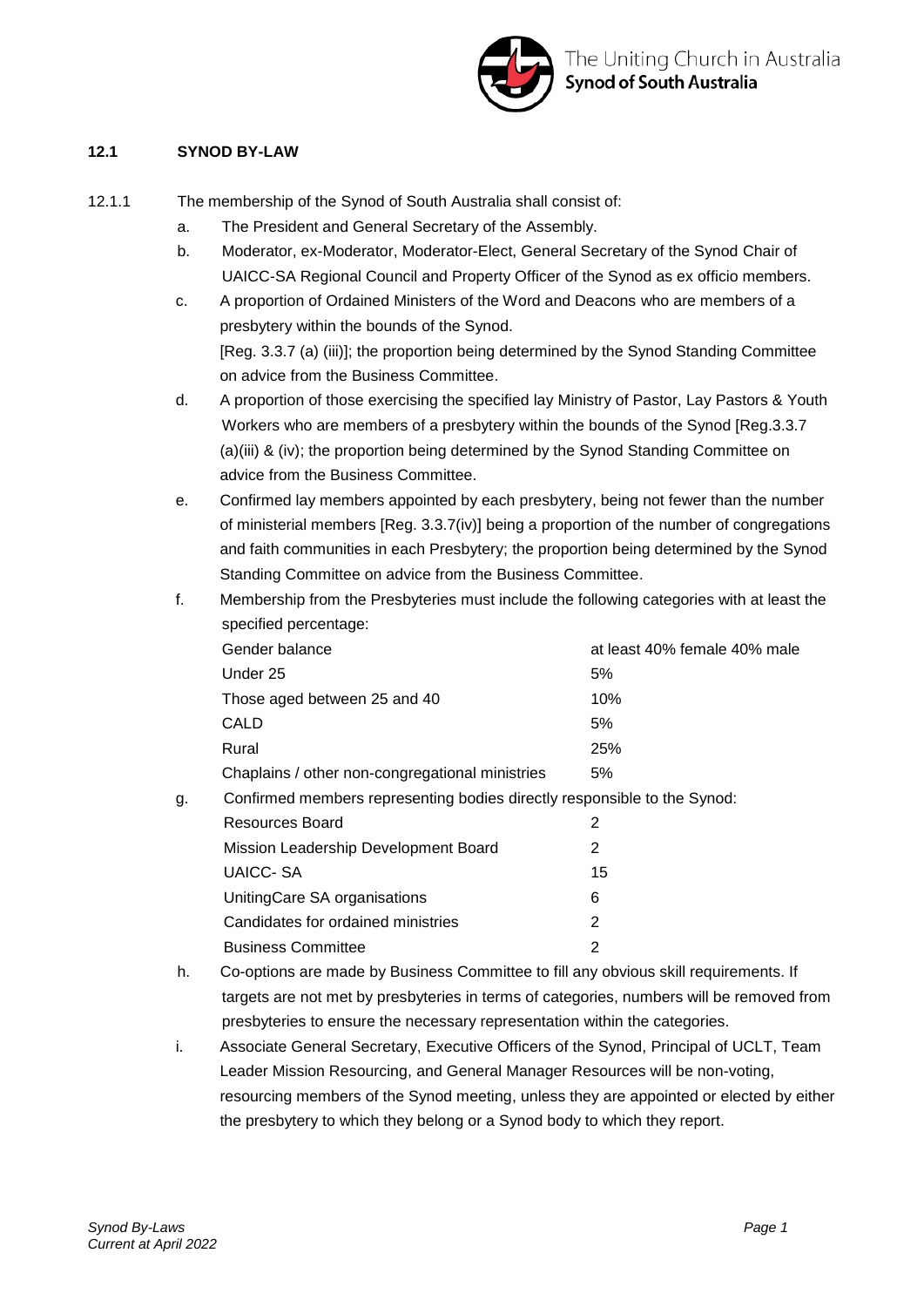## 12.1 SYNOD BY-LAW

12.1.1 The membership of the Synod of South Australia shall consist of:

a. The President and General Secretary of the Assembly.

b. Moderator, ex-Moderator, Moderator-Elect, General Secretary of the Synod Chair of UAICC-SA Regional Council and Property Officer of the Synod as ex officio members.

c. A proportion of Ordained Ministers of the Word and Deacons who are members of a presbytery within the bounds of the Synod.
[Reg. 3.3.7 (a) (iii)]; the proportion being determined by the Synod Standing Committee on advice from the Business Committee.

d. A proportion of those exercising the specified lay Ministry of Pastor, Lay Pastors & Youth Workers who are members of a presbytery within the bounds of the Synod [Reg.3.3.7 (a)(iii) & (iv); the proportion being determined by the Synod Standing Committee on advice from the Business Committee.

e. Confirmed lay members appointed by each presbytery, being not fewer than the number of ministerial members [Reg. 3.3.7(iv)] being a proportion of the number of congregations and faith communities in each Presbytery; the proportion being determined by the Synod Standing Committee on advice from the Business Committee.

f. Membership from the Presbyteries must include the following categories with at least the specified percentage:

| | |
|---|---|
| Gender balance | at least 40% female 40% male |
| Under 25 | 5% |
| Those aged between 25 and 40 | 10% |
| CALD | 5% |
| Rural | 25% |
| Chaplains / other non-congregational ministries | 5% |

g. Confirmed members representing bodies directly responsible to the Synod:

| | |
|---|---|
| Resources Board | 2 |
| Mission Leadership Development Board | 2 |
| UAICC- SA | 15 |
| UnitingCare SA organisations | 6 |
| Candidates for ordained ministries | 2 |
| Business Committee | 2 |

h. Co-options are made by Business Committee to fill any obvious skill requirements. If targets are not met by presbyteries in terms of categories, numbers will be removed from presbyteries to ensure the necessary representation within the categories.

i. Associate General Secretary, Executive Officers of the Synod, Principal of UCLT, Team Leader Mission Resourcing, and General Manager Resources will be non-voting, resourcing members of the Synod meeting, unless they are appointed or elected by either the presbytery to which they belong or a Synod body to which they report.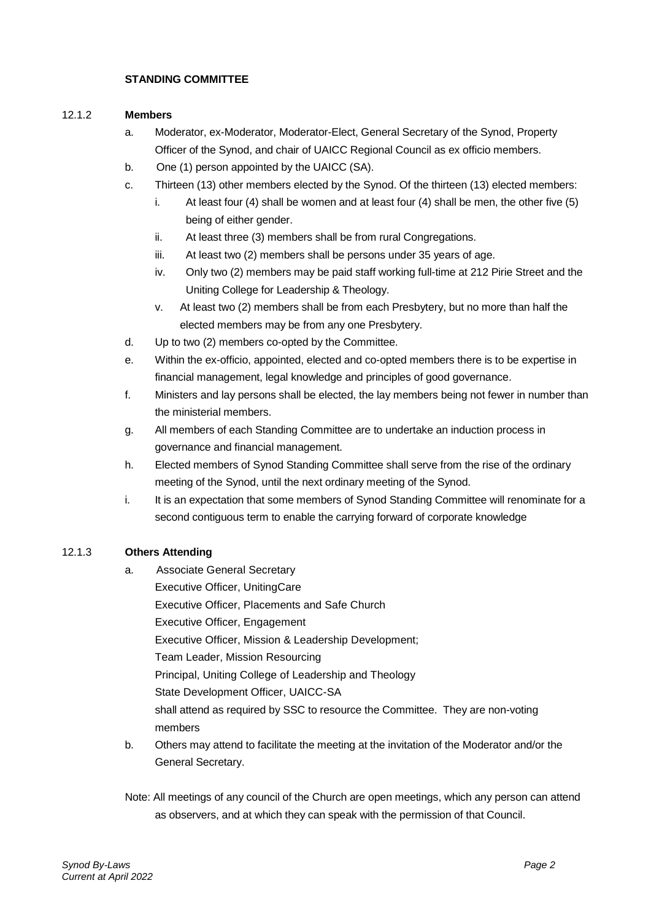**STANDING COMMITTEE**

12.1.2 **Members**

a. Moderator, ex-Moderator, Moderator-Elect, General Secretary of the Synod, Property Officer of the Synod, and chair of UAICC Regional Council as ex officio members.

b. One (1) person appointed by the UAICC (SA).

c. Thirteen (13) other members elected by the Synod. Of the thirteen (13) elected members:

   i. At least four (4) shall be women and at least four (4) shall be men, the other five (5) being of either gender.

   ii. At least three (3) members shall be from rural Congregations.

   iii. At least two (2) members shall be persons under 35 years of age.

   iv. Only two (2) members may be paid staff working full-time at 212 Pirie Street and the Uniting College for Leadership & Theology.

   v. At least two (2) members shall be from each Presbytery, but no more than half the elected members may be from any one Presbytery.

d. Up to two (2) members co-opted by the Committee.

e. Within the ex-officio, appointed, elected and co-opted members there is to be expertise in financial management, legal knowledge and principles of good governance.

f. Ministers and lay persons shall be elected, the lay members being not fewer in number than the ministerial members.

g. All members of each Standing Committee are to undertake an induction process in governance and financial management.

h. Elected members of Synod Standing Committee shall serve from the rise of the ordinary meeting of the Synod, until the next ordinary meeting of the Synod.

i. It is an expectation that some members of Synod Standing Committee will renominate for a second contiguous term to enable the carrying forward of corporate knowledge

12.1.3 **Others Attending**

a. Associate General Secretary
   Executive Officer, UnitingCare
   Executive Officer, Placements and Safe Church
   Executive Officer, Engagement
   Executive Officer, Mission & Leadership Development;
   Team Leader, Mission Resourcing
   Principal, Uniting College of Leadership and Theology
   State Development Officer, UAICC-SA
   shall attend as required by SSC to resource the Committee. They are non-voting members

b. Others may attend to facilitate the meeting at the invitation of the Moderator and/or the General Secretary.

Note: All meetings of any council of the Church are open meetings, which any person can attend as observers, and at which they can speak with the permission of that Council.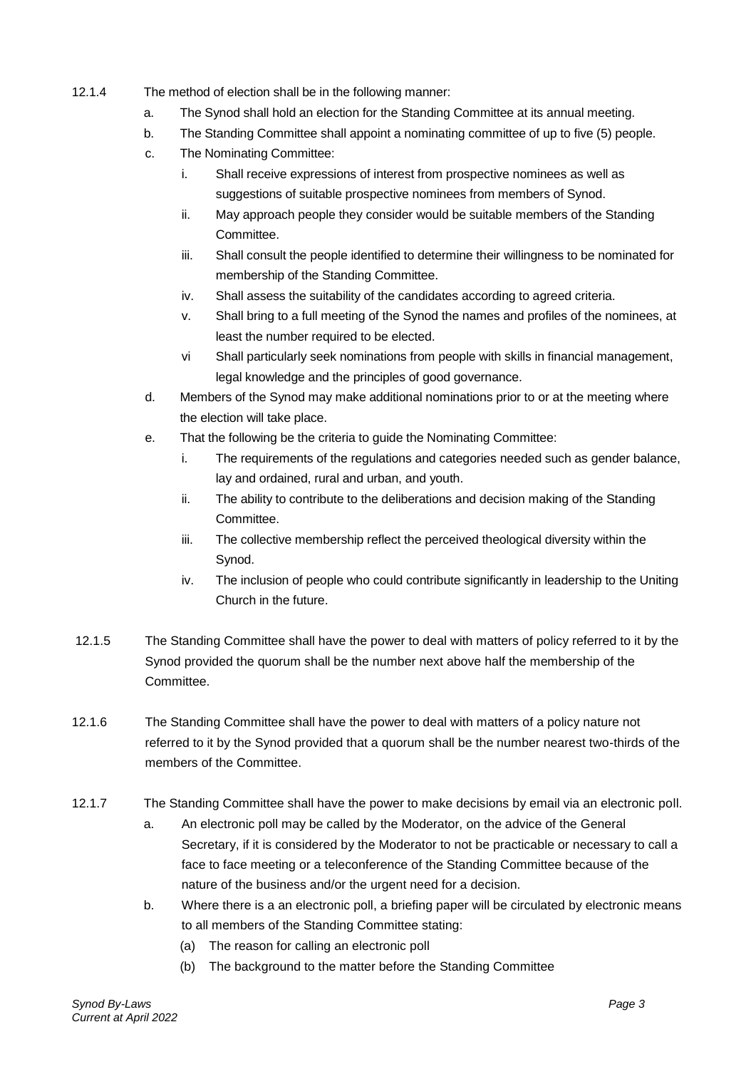12.1.4 The method of election shall be in the following manner:

a. The Synod shall hold an election for the Standing Committee at its annual meeting.

b. The Standing Committee shall appoint a nominating committee of up to five (5) people.

c. The Nominating Committee:

  i. Shall receive expressions of interest from prospective nominees as well as suggestions of suitable prospective nominees from members of Synod.

  ii. May approach people they consider would be suitable members of the Standing Committee.

  iii. Shall consult the people identified to determine their willingness to be nominated for membership of the Standing Committee.

  iv. Shall assess the suitability of the candidates according to agreed criteria.

  v. Shall bring to a full meeting of the Synod the names and profiles of the nominees, at least the number required to be elected.

  vi Shall particularly seek nominations from people with skills in financial management, legal knowledge and the principles of good governance.

d. Members of the Synod may make additional nominations prior to or at the meeting where the election will take place.

e. That the following be the criteria to guide the Nominating Committee:

  i. The requirements of the regulations and categories needed such as gender balance, lay and ordained, rural and urban, and youth.

  ii. The ability to contribute to the deliberations and decision making of the Standing Committee.

  iii. The collective membership reflect the perceived theological diversity within the Synod.

  iv. The inclusion of people who could contribute significantly in leadership to the Uniting Church in the future.

12.1.5 The Standing Committee shall have the power to deal with matters of policy referred to it by the Synod provided the quorum shall be the number next above half the membership of the Committee.

12.1.6 The Standing Committee shall have the power to deal with matters of a policy nature not referred to it by the Synod provided that a quorum shall be the number nearest two-thirds of the members of the Committee.

12.1.7 The Standing Committee shall have the power to make decisions by email via an electronic poll.

a. An electronic poll may be called by the Moderator, on the advice of the General Secretary, if it is considered by the Moderator to not be practicable or necessary to call a face to face meeting or a teleconference of the Standing Committee because of the nature of the business and/or the urgent need for a decision.

b. Where there is a an electronic poll, a briefing paper will be circulated by electronic means to all members of the Standing Committee stating:

  (a) The reason for calling an electronic poll

  (b) The background to the matter before the Standing Committee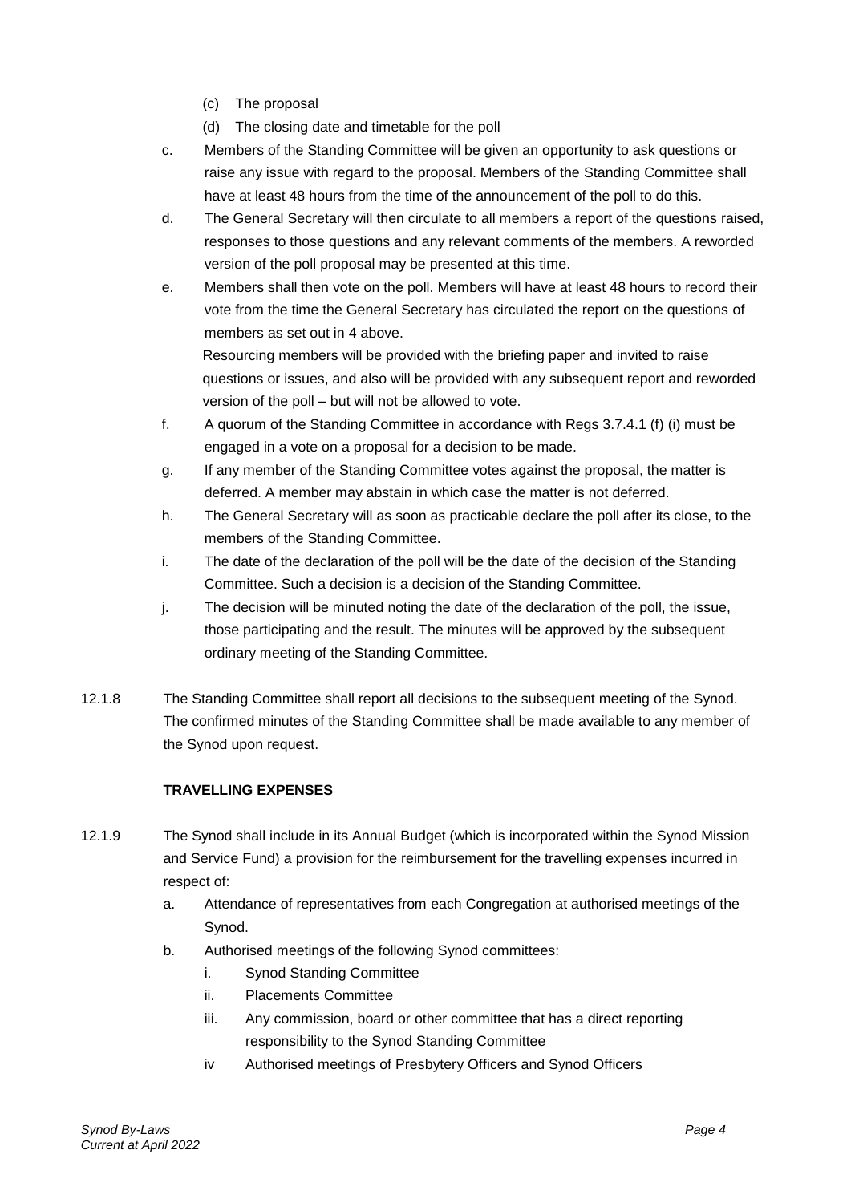(c) The proposal
   (d) The closing date and timetable for the poll

c. Members of the Standing Committee will be given an opportunity to ask questions or raise any issue with regard to the proposal. Members of the Standing Committee shall have at least 48 hours from the time of the announcement of the poll to do this.

d. The General Secretary will then circulate to all members a report of the questions raised, responses to those questions and any relevant comments of the members. A reworded version of the poll proposal may be presented at this time.

e. Members shall then vote on the poll. Members will have at least 48 hours to record their vote from the time the General Secretary has circulated the report on the questions of members as set out in 4 above.

   Resourcing members will be provided with the briefing paper and invited to raise questions or issues, and also will be provided with any subsequent report and reworded version of the poll – but will not be allowed to vote.

f. A quorum of the Standing Committee in accordance with Regs 3.7.4.1 (f) (i) must be engaged in a vote on a proposal for a decision to be made.

g. If any member of the Standing Committee votes against the proposal, the matter is deferred. A member may abstain in which case the matter is not deferred.

h. The General Secretary will as soon as practicable declare the poll after its close, to the members of the Standing Committee.

i. The date of the declaration of the poll will be the date of the decision of the Standing Committee. Such a decision is a decision of the Standing Committee.

j. The decision will be minuted noting the date of the declaration of the poll, the issue, those participating and the result. The minutes will be approved by the subsequent ordinary meeting of the Standing Committee.

12.1.8 The Standing Committee shall report all decisions to the subsequent meeting of the Synod. The confirmed minutes of the Standing Committee shall be made available to any member of the Synod upon request.

**TRAVELLING EXPENSES**

12.1.9 The Synod shall include in its Annual Budget (which is incorporated within the Synod Mission and Service Fund) a provision for the reimbursement for the travelling expenses incurred in respect of:

a. Attendance of representatives from each Congregation at authorised meetings of the Synod.

b. Authorised meetings of the following Synod committees:
   i. Synod Standing Committee
   ii. Placements Committee
   iii. Any commission, board or other committee that has a direct reporting responsibility to the Synod Standing Committee
   iv Authorised meetings of Presbytery Officers and Synod Officers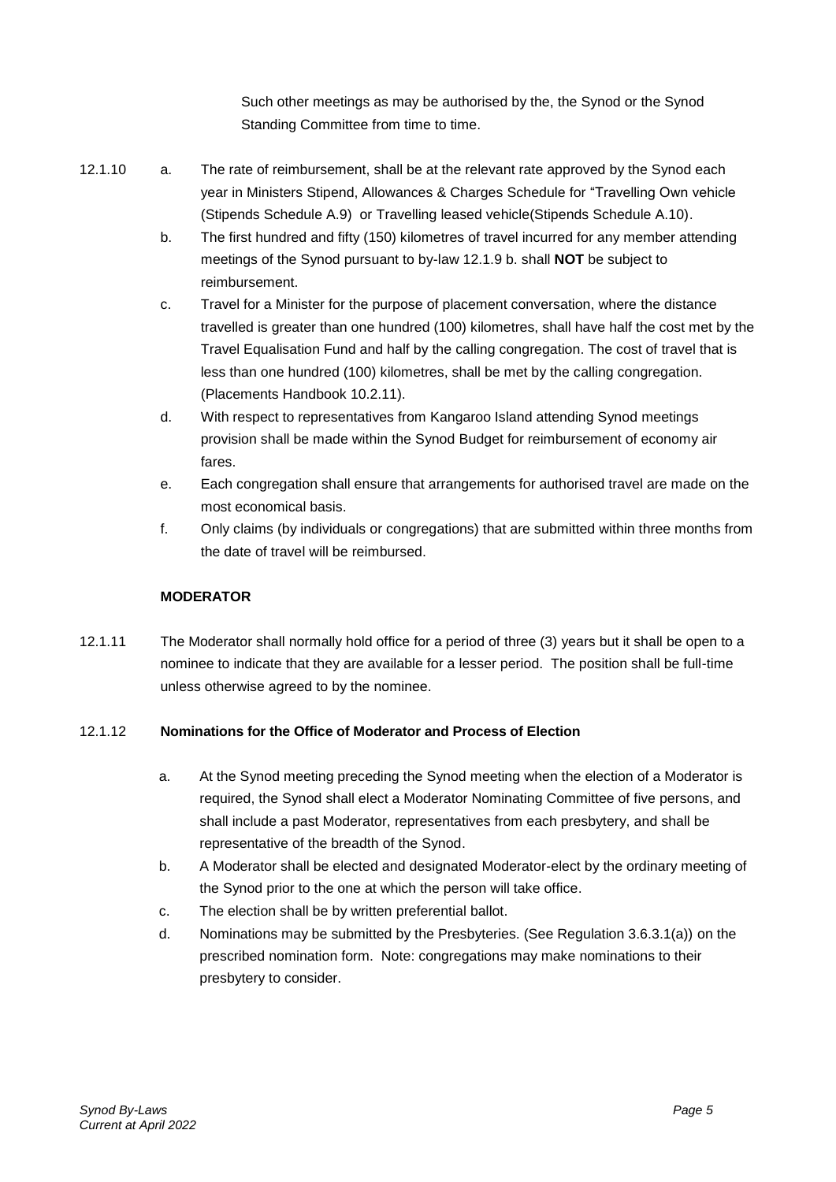Such other meetings as may be authorised by the, the Synod or the Synod Standing Committee from time to time.

12.1.10

a. The rate of reimbursement, shall be at the relevant rate approved by the Synod each year in Ministers Stipend, Allowances & Charges Schedule for "Travelling Own vehicle (Stipends Schedule A.9) or Travelling leased vehicle(Stipends Schedule A.10).

b. The first hundred and fifty (150) kilometres of travel incurred for any member attending meetings of the Synod pursuant to by-law 12.1.9 b. shall **NOT** be subject to reimbursement.

c. Travel for a Minister for the purpose of placement conversation, where the distance travelled is greater than one hundred (100) kilometres, shall have half the cost met by the Travel Equalisation Fund and half by the calling congregation. The cost of travel that is less than one hundred (100) kilometres, shall be met by the calling congregation. (Placements Handbook 10.2.11).

d. With respect to representatives from Kangaroo Island attending Synod meetings provision shall be made within the Synod Budget for reimbursement of economy air fares.

e. Each congregation shall ensure that arrangements for authorised travel are made on the most economical basis.

f. Only claims (by individuals or congregations) that are submitted within three months from the date of travel will be reimbursed.

**MODERATOR**

12.1.11 The Moderator shall normally hold office for a period of three (3) years but it shall be open to a nominee to indicate that they are available for a lesser period. The position shall be full-time unless otherwise agreed to by the nominee.

12.1.12 **Nominations for the Office of Moderator and Process of Election**

a. At the Synod meeting preceding the Synod meeting when the election of a Moderator is required, the Synod shall elect a Moderator Nominating Committee of five persons, and shall include a past Moderator, representatives from each presbytery, and shall be representative of the breadth of the Synod.

b. A Moderator shall be elected and designated Moderator-elect by the ordinary meeting of the Synod prior to the one at which the person will take office.

c. The election shall be by written preferential ballot.

d. Nominations may be submitted by the Presbyteries. (See Regulation 3.6.3.1(a)) on the prescribed nomination form. Note: congregations may make nominations to their presbytery to consider.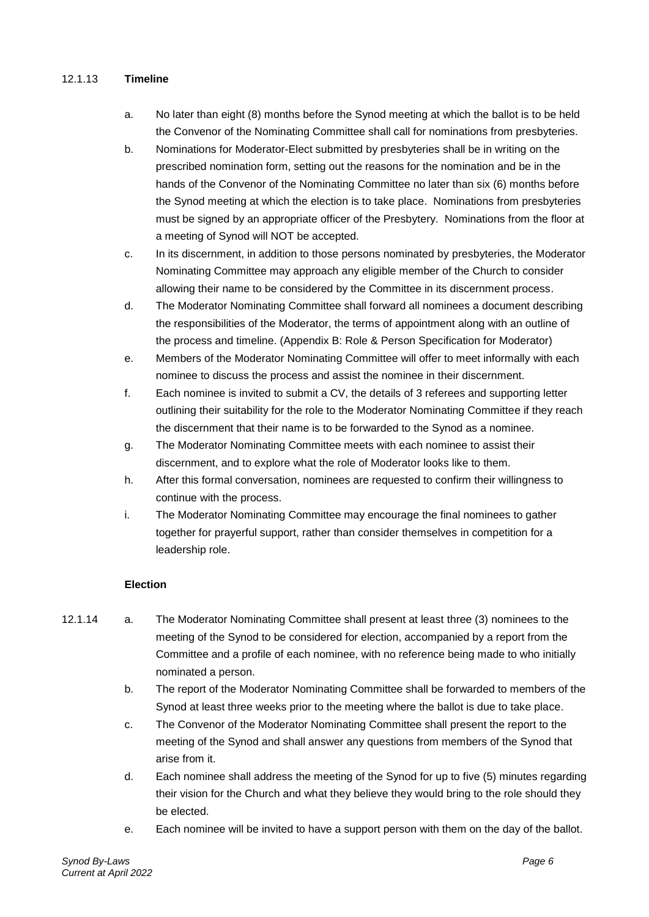12.1.13 **Timeline**

a. No later than eight (8) months before the Synod meeting at which the ballot is to be held the Convenor of the Nominating Committee shall call for nominations from presbyteries.

b. Nominations for Moderator-Elect submitted by presbyteries shall be in writing on the prescribed nomination form, setting out the reasons for the nomination and be in the hands of the Convenor of the Nominating Committee no later than six (6) months before the Synod meeting at which the election is to take place. Nominations from presbyteries must be signed by an appropriate officer of the Presbytery. Nominations from the floor at a meeting of Synod will NOT be accepted.

c. In its discernment, in addition to those persons nominated by presbyteries, the Moderator Nominating Committee may approach any eligible member of the Church to consider allowing their name to be considered by the Committee in its discernment process.

d. The Moderator Nominating Committee shall forward all nominees a document describing the responsibilities of the Moderator, the terms of appointment along with an outline of the process and timeline. (Appendix B: Role & Person Specification for Moderator)

e. Members of the Moderator Nominating Committee will offer to meet informally with each nominee to discuss the process and assist the nominee in their discernment.

f. Each nominee is invited to submit a CV, the details of 3 referees and supporting letter outlining their suitability for the role to the Moderator Nominating Committee if they reach the discernment that their name is to be forwarded to the Synod as a nominee.

g. The Moderator Nominating Committee meets with each nominee to assist their discernment, and to explore what the role of Moderator looks like to them.

h. After this formal conversation, nominees are requested to confirm their willingness to continue with the process.

i. The Moderator Nominating Committee may encourage the final nominees to gather together for prayerful support, rather than consider themselves in competition for a leadership role.

**Election**

12.1.14 a. The Moderator Nominating Committee shall present at least three (3) nominees to the meeting of the Synod to be considered for election, accompanied by a report from the Committee and a profile of each nominee, with no reference being made to who initially nominated a person.

b. The report of the Moderator Nominating Committee shall be forwarded to members of the Synod at least three weeks prior to the meeting where the ballot is due to take place.

c. The Convenor of the Moderator Nominating Committee shall present the report to the meeting of the Synod and shall answer any questions from members of the Synod that arise from it.

d. Each nominee shall address the meeting of the Synod for up to five (5) minutes regarding their vision for the Church and what they believe they would bring to the role should they be elected.

e. Each nominee will be invited to have a support person with them on the day of the ballot.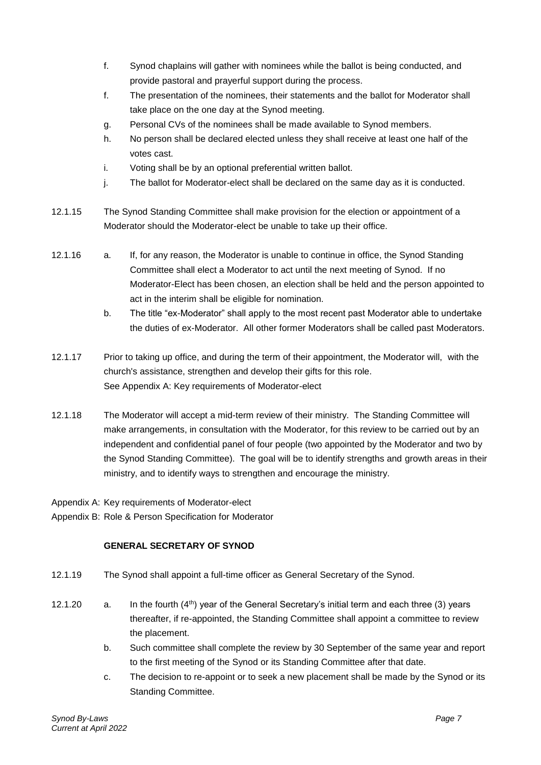- f. Synod chaplains will gather with nominees while the ballot is being conducted, and provide pastoral and prayerful support during the process.
- f. The presentation of the nominees, their statements and the ballot for Moderator shall take place on the one day at the Synod meeting.
- g. Personal CVs of the nominees shall be made available to Synod members.
- h. No person shall be declared elected unless they shall receive at least one half of the votes cast.
- i. Voting shall be by an optional preferential written ballot.
- j. The ballot for Moderator-elect shall be declared on the same day as it is conducted.

12.1.15 The Synod Standing Committee shall make provision for the election or appointment of a Moderator should the Moderator-elect be unable to take up their office.

12.1.16 a. If, for any reason, the Moderator is unable to continue in office, the Synod Standing Committee shall elect a Moderator to act until the next meeting of Synod. If no Moderator-Elect has been chosen, an election shall be held and the person appointed to act in the interim shall be eligible for nomination.

b. The title "ex-Moderator" shall apply to the most recent past Moderator able to undertake the duties of ex-Moderator. All other former Moderators shall be called past Moderators.

12.1.17 Prior to taking up office, and during the term of their appointment, the Moderator will, with the church's assistance, strengthen and develop their gifts for this role.
See Appendix A: Key requirements of Moderator-elect

12.1.18 The Moderator will accept a mid-term review of their ministry. The Standing Committee will make arrangements, in consultation with the Moderator, for this review to be carried out by an independent and confidential panel of four people (two appointed by the Moderator and two by the Synod Standing Committee). The goal will be to identify strengths and growth areas in their ministry, and to identify ways to strengthen and encourage the ministry.

Appendix A: Key requirements of Moderator-elect
Appendix B: Role & Person Specification for Moderator

**GENERAL SECRETARY OF SYNOD**

12.1.19 The Synod shall appoint a full-time officer as General Secretary of the Synod.

12.1.20 a. In the fourth (4th) year of the General Secretary's initial term and each three (3) years thereafter, if re-appointed, the Standing Committee shall appoint a committee to review the placement.

b. Such committee shall complete the review by 30 September of the same year and report to the first meeting of the Synod or its Standing Committee after that date.

c. The decision to re-appoint or to seek a new placement shall be made by the Synod or its Standing Committee.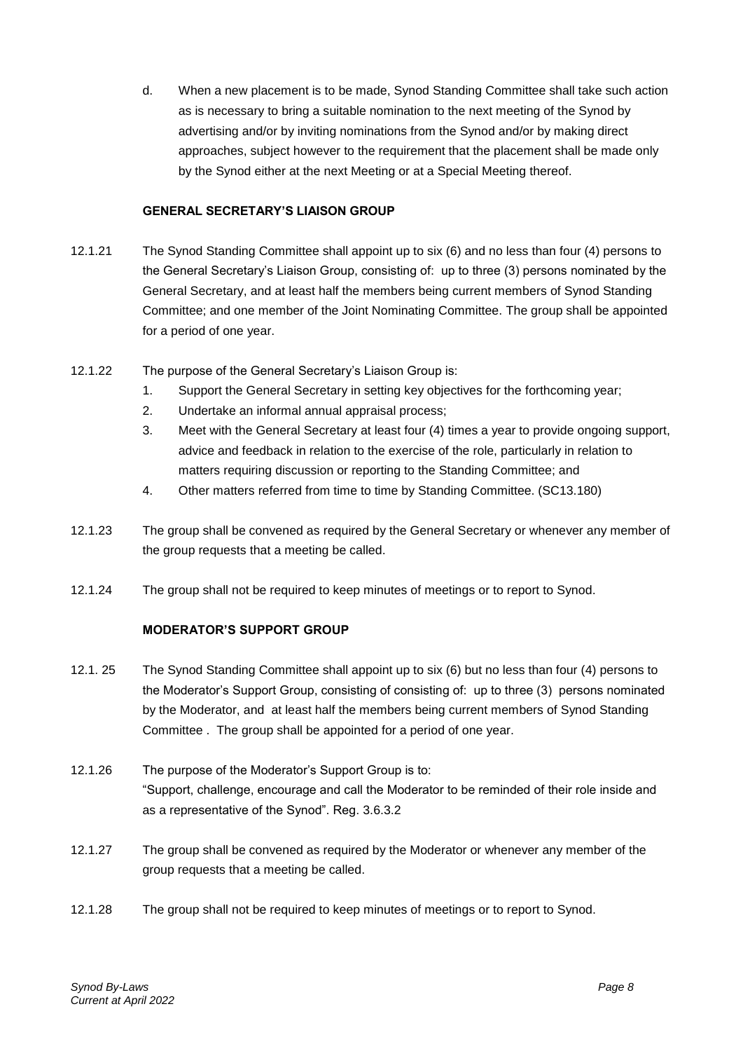d. When a new placement is to be made, Synod Standing Committee shall take such action as is necessary to bring a suitable nomination to the next meeting of the Synod by advertising and/or by inviting nominations from the Synod and/or by making direct approaches, subject however to the requirement that the placement shall be made only by the Synod either at the next Meeting or at a Special Meeting thereof.

### GENERAL SECRETARY'S LIAISON GROUP

12.1.21 The Synod Standing Committee shall appoint up to six (6) and no less than four (4) persons to the General Secretary's Liaison Group, consisting of: up to three (3) persons nominated by the General Secretary, and at least half the members being current members of Synod Standing Committee; and one member of the Joint Nominating Committee. The group shall be appointed for a period of one year.

12.1.22 The purpose of the General Secretary's Liaison Group is:

1. Support the General Secretary in setting key objectives for the forthcoming year;
2. Undertake an informal annual appraisal process;
3. Meet with the General Secretary at least four (4) times a year to provide ongoing support, advice and feedback in relation to the exercise of the role, particularly in relation to matters requiring discussion or reporting to the Standing Committee; and
4. Other matters referred from time to time by Standing Committee. (SC13.180)

12.1.23 The group shall be convened as required by the General Secretary or whenever any member of the group requests that a meeting be called.

12.1.24 The group shall not be required to keep minutes of meetings or to report to Synod.

### MODERATOR'S SUPPORT GROUP

12.1. 25 The Synod Standing Committee shall appoint up to six (6) but no less than four (4) persons to the Moderator's Support Group, consisting of consisting of: up to three (3) persons nominated by the Moderator, and at least half the members being current members of Synod Standing Committee . The group shall be appointed for a period of one year.

12.1.26 The purpose of the Moderator's Support Group is to:
"Support, challenge, encourage and call the Moderator to be reminded of their role inside and as a representative of the Synod". Reg. 3.6.3.2

12.1.27 The group shall be convened as required by the Moderator or whenever any member of the group requests that a meeting be called.

12.1.28 The group shall not be required to keep minutes of meetings or to report to Synod.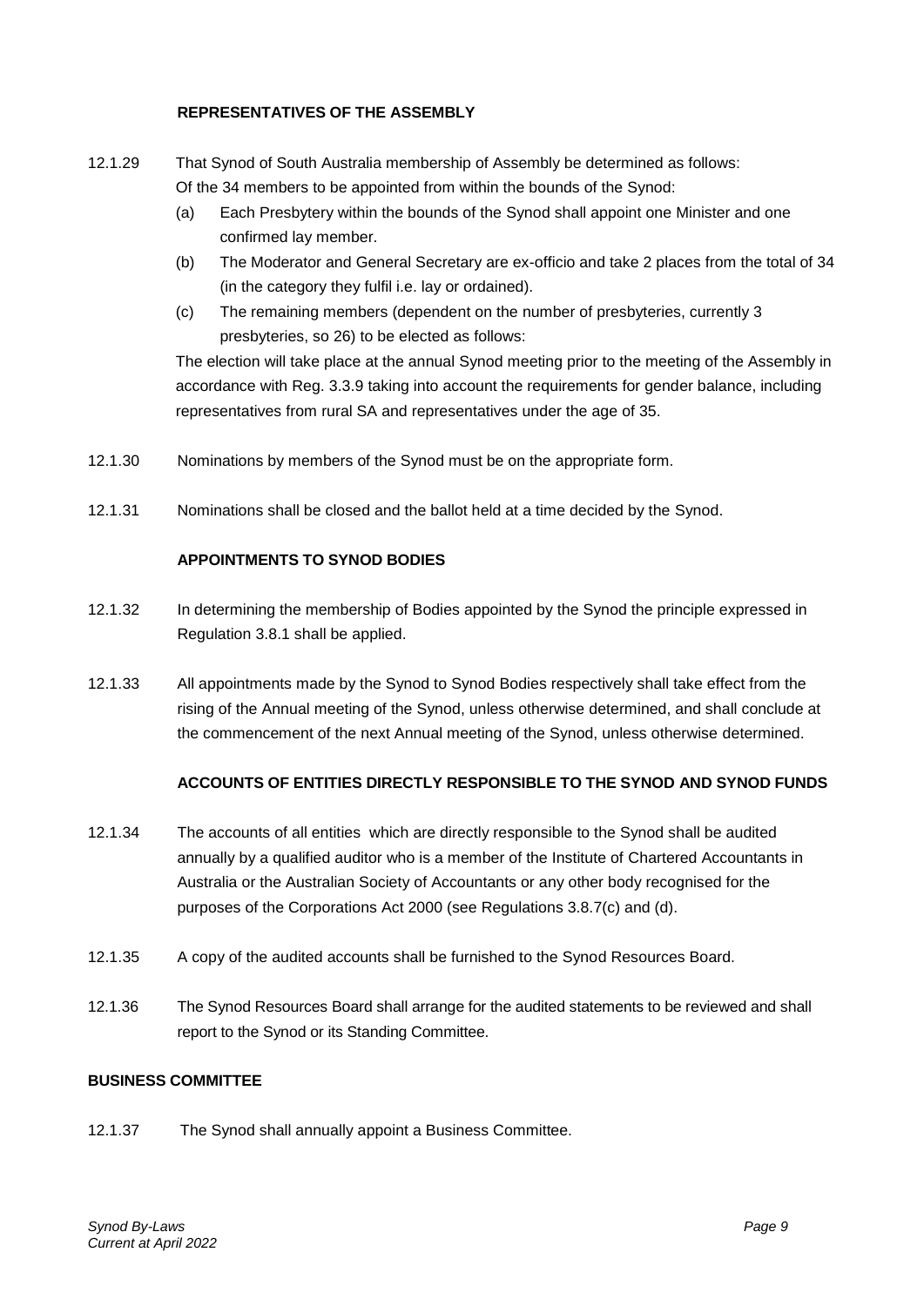#### REPRESENTATIVES OF THE ASSEMBLY

12.1.29 That Synod of South Australia membership of Assembly be determined as follows:
Of the 34 members to be appointed from within the bounds of the Synod:

(a) Each Presbytery within the bounds of the Synod shall appoint one Minister and one confirmed lay member.

(b) The Moderator and General Secretary are ex-officio and take 2 places from the total of 34 (in the category they fulfil i.e. lay or ordained).

(c) The remaining members (dependent on the number of presbyteries, currently 3 presbyteries, so 26) to be elected as follows:

The election will take place at the annual Synod meeting prior to the meeting of the Assembly in accordance with Reg. 3.3.9 taking into account the requirements for gender balance, including representatives from rural SA and representatives under the age of 35.

12.1.30 Nominations by members of the Synod must be on the appropriate form.

12.1.31 Nominations shall be closed and the ballot held at a time decided by the Synod.

#### APPOINTMENTS TO SYNOD BODIES

12.1.32 In determining the membership of Bodies appointed by the Synod the principle expressed in Regulation 3.8.1 shall be applied.

12.1.33 All appointments made by the Synod to Synod Bodies respectively shall take effect from the rising of the Annual meeting of the Synod, unless otherwise determined, and shall conclude at the commencement of the next Annual meeting of the Synod, unless otherwise determined.

#### ACCOUNTS OF ENTITIES DIRECTLY RESPONSIBLE TO THE SYNOD AND SYNOD FUNDS

12.1.34 The accounts of all entities which are directly responsible to the Synod shall be audited annually by a qualified auditor who is a member of the Institute of Chartered Accountants in Australia or the Australian Society of Accountants or any other body recognised for the purposes of the Corporations Act 2000 (see Regulations 3.8.7(c) and (d).

12.1.35 A copy of the audited accounts shall be furnished to the Synod Resources Board.

12.1.36 The Synod Resources Board shall arrange for the audited statements to be reviewed and shall report to the Synod or its Standing Committee.

#### BUSINESS COMMITTEE

12.1.37 The Synod shall annually appoint a Business Committee.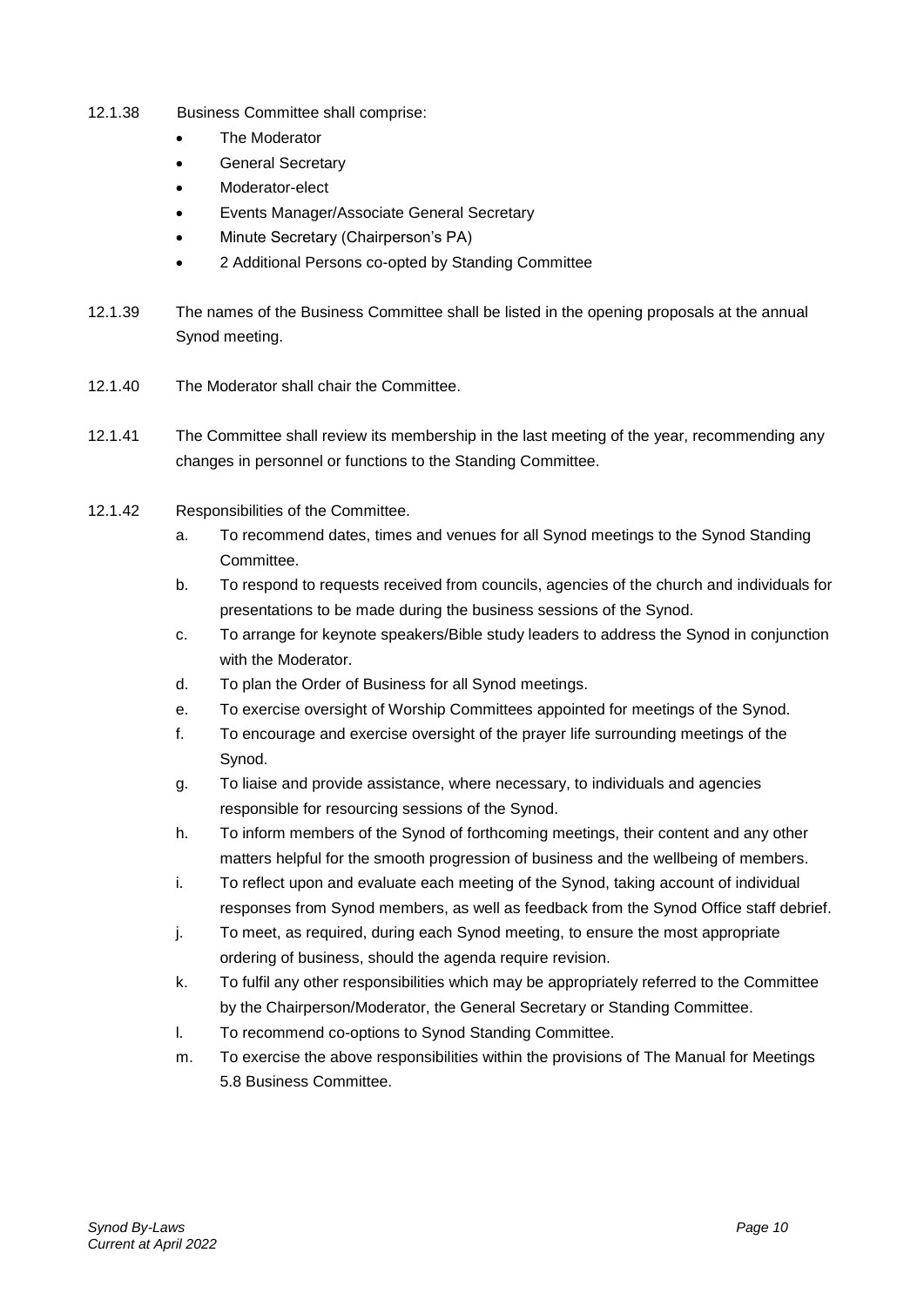12.1.38 Business Committee shall comprise:

- The Moderator
- General Secretary
- Moderator-elect
- Events Manager/Associate General Secretary
- Minute Secretary (Chairperson's PA)
- 2 Additional Persons co-opted by Standing Committee

12.1.39 The names of the Business Committee shall be listed in the opening proposals at the annual Synod meeting.

12.1.40 The Moderator shall chair the Committee.

12.1.41 The Committee shall review its membership in the last meeting of the year, recommending any changes in personnel or functions to the Standing Committee.

12.1.42 Responsibilities of the Committee.

a. To recommend dates, times and venues for all Synod meetings to the Synod Standing Committee.

b. To respond to requests received from councils, agencies of the church and individuals for presentations to be made during the business sessions of the Synod.

c. To arrange for keynote speakers/Bible study leaders to address the Synod in conjunction with the Moderator.

d. To plan the Order of Business for all Synod meetings.

e. To exercise oversight of Worship Committees appointed for meetings of the Synod.

f. To encourage and exercise oversight of the prayer life surrounding meetings of the Synod.

g. To liaise and provide assistance, where necessary, to individuals and agencies responsible for resourcing sessions of the Synod.

h. To inform members of the Synod of forthcoming meetings, their content and any other matters helpful for the smooth progression of business and the wellbeing of members.

i. To reflect upon and evaluate each meeting of the Synod, taking account of individual responses from Synod members, as well as feedback from the Synod Office staff debrief.

j. To meet, as required, during each Synod meeting, to ensure the most appropriate ordering of business, should the agenda require revision.

k. To fulfil any other responsibilities which may be appropriately referred to the Committee by the Chairperson/Moderator, the General Secretary or Standing Committee.

l. To recommend co-options to Synod Standing Committee.

m. To exercise the above responsibilities within the provisions of The Manual for Meetings 5.8 Business Committee.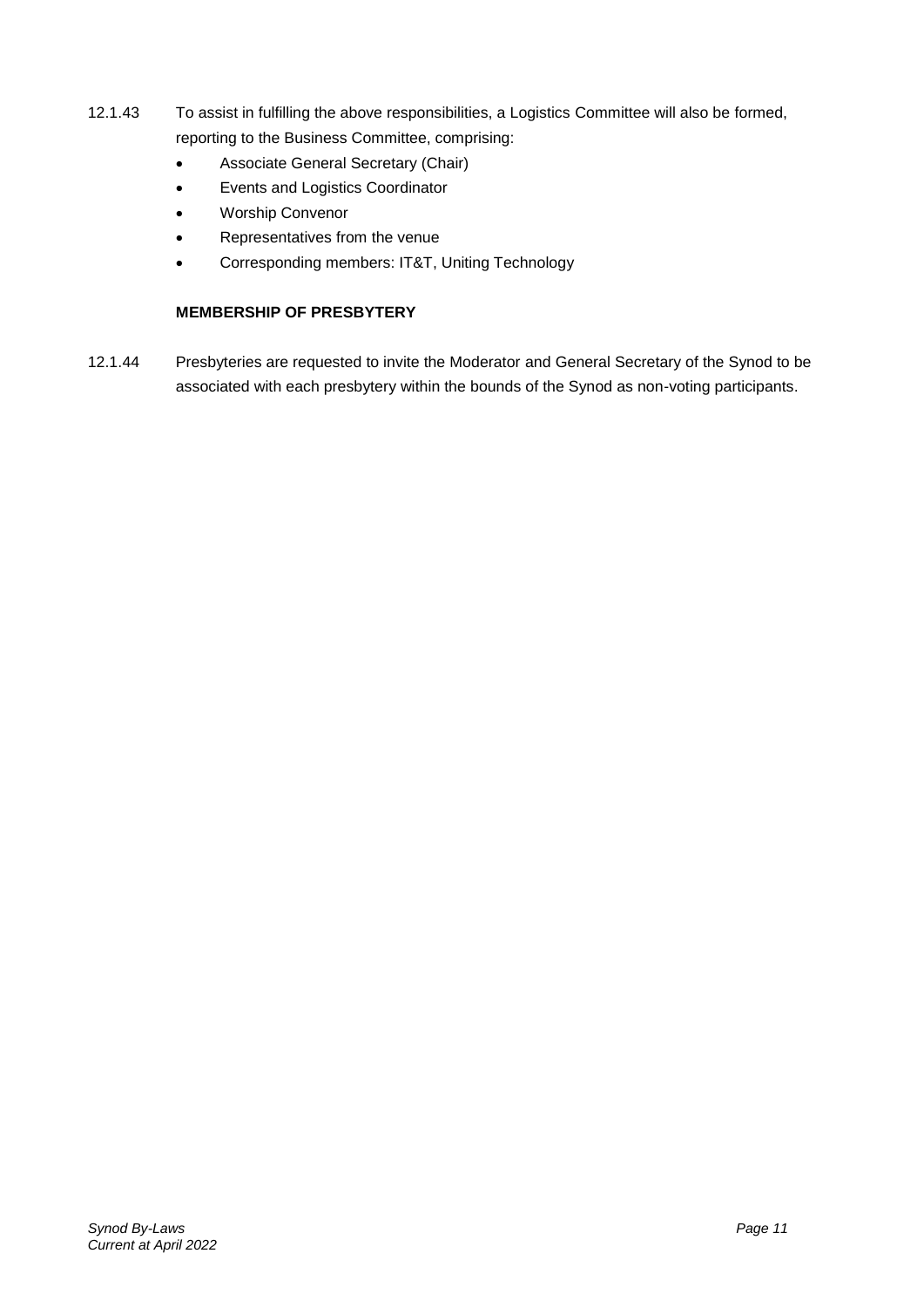12.1.43 To assist in fulfilling the above responsibilities, a Logistics Committee will also be formed, reporting to the Business Committee, comprising:

- Associate General Secretary (Chair)
- Events and Logistics Coordinator
- Worship Convenor
- Representatives from the venue
- Corresponding members: IT&T, Uniting Technology

**MEMBERSHIP OF PRESBYTERY**

12.1.44 Presbyteries are requested to invite the Moderator and General Secretary of the Synod to be associated with each presbytery within the bounds of the Synod as non-voting participants.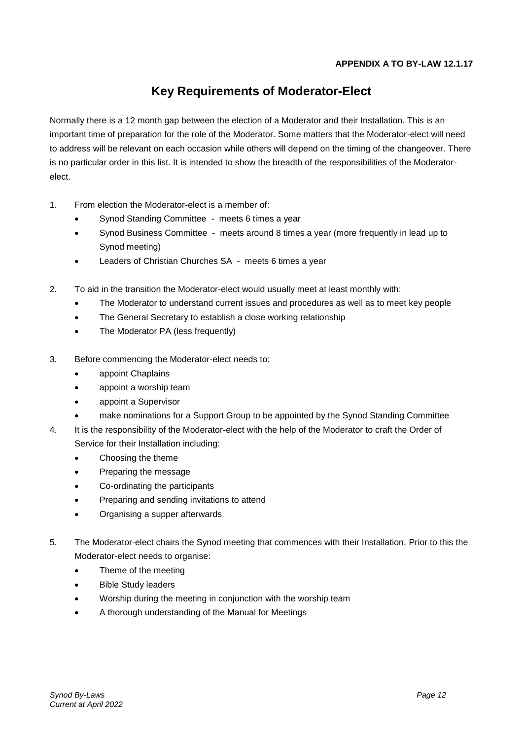**APPENDIX A TO BY-LAW 12.1.17**

# Key Requirements of Moderator-Elect

Normally there is a 12 month gap between the election of a Moderator and their Installation. This is an important time of preparation for the role of the Moderator. Some matters that the Moderator-elect will need to address will be relevant on each occasion while others will depend on the timing of the changeover. There is no particular order in this list. It is intended to show the breadth of the responsibilities of the Moderator-elect.

1. From election the Moderator-elect is a member of:
   - Synod Standing Committee - meets 6 times a year
   - Synod Business Committee - meets around 8 times a year (more frequently in lead up to Synod meeting)
   - Leaders of Christian Churches SA - meets 6 times a year

2. To aid in the transition the Moderator-elect would usually meet at least monthly with:
   - The Moderator to understand current issues and procedures as well as to meet key people
   - The General Secretary to establish a close working relationship
   - The Moderator PA (less frequently)

3. Before commencing the Moderator-elect needs to:
   - appoint Chaplains
   - appoint a worship team
   - appoint a Supervisor
   - make nominations for a Support Group to be appointed by the Synod Standing Committee

4. It is the responsibility of the Moderator-elect with the help of the Moderator to craft the Order of Service for their Installation including:
   - Choosing the theme
   - Preparing the message
   - Co-ordinating the participants
   - Preparing and sending invitations to attend
   - Organising a supper afterwards

5. The Moderator-elect chairs the Synod meeting that commences with their Installation. Prior to this the Moderator-elect needs to organise:
   - Theme of the meeting
   - Bible Study leaders
   - Worship during the meeting in conjunction with the worship team
   - A thorough understanding of the Manual for Meetings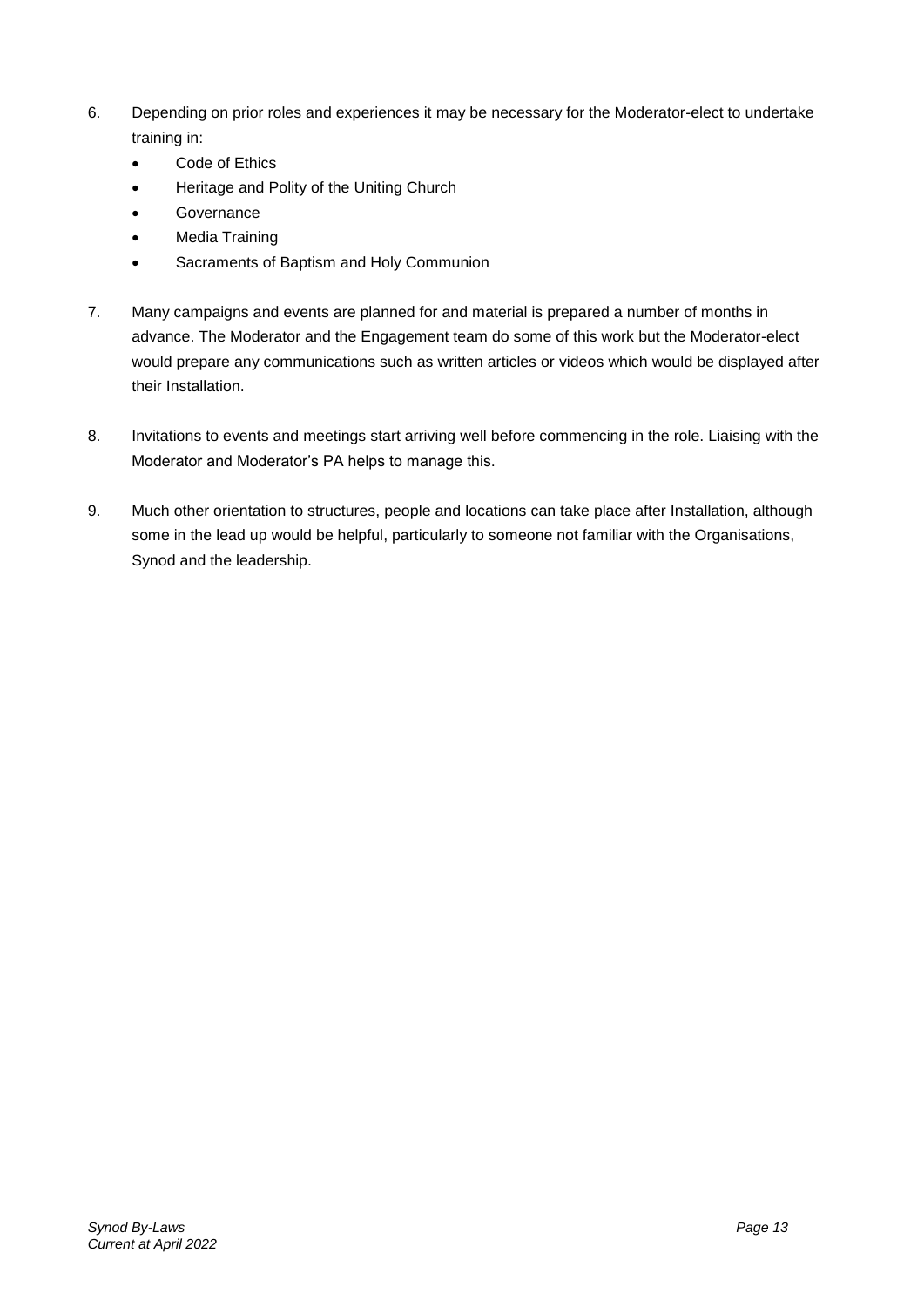6. Depending on prior roles and experiences it may be necessary for the Moderator-elect to undertake training in:
   - Code of Ethics
   - Heritage and Polity of the Uniting Church
   - Governance
   - Media Training
   - Sacraments of Baptism and Holy Communion

7. Many campaigns and events are planned for and material is prepared a number of months in advance. The Moderator and the Engagement team do some of this work but the Moderator-elect would prepare any communications such as written articles or videos which would be displayed after their Installation.

8. Invitations to events and meetings start arriving well before commencing in the role. Liaising with the Moderator and Moderator's PA helps to manage this.

9. Much other orientation to structures, people and locations can take place after Installation, although some in the lead up would be helpful, particularly to someone not familiar with the Organisations, Synod and the leadership.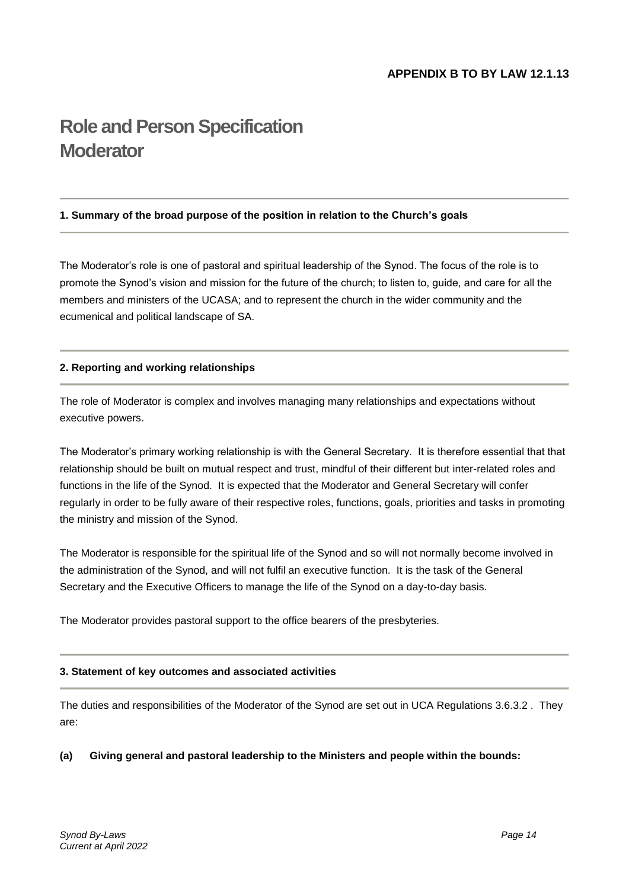**APPENDIX B TO BY LAW 12.1.13**

# Role and Person Specification Moderator

### 1. Summary of the broad purpose of the position in relation to the Church's goals

The Moderator's role is one of pastoral and spiritual leadership of the Synod. The focus of the role is to promote the Synod's vision and mission for the future of the church; to listen to, guide, and care for all the members and ministers of the UCASA; and to represent the church in the wider community and the ecumenical and political landscape of SA.

### 2. Reporting and working relationships

The role of Moderator is complex and involves managing many relationships and expectations without executive powers.

The Moderator's primary working relationship is with the General Secretary. It is therefore essential that that relationship should be built on mutual respect and trust, mindful of their different but inter-related roles and functions in the life of the Synod. It is expected that the Moderator and General Secretary will confer regularly in order to be fully aware of their respective roles, functions, goals, priorities and tasks in promoting the ministry and mission of the Synod.

The Moderator is responsible for the spiritual life of the Synod and so will not normally become involved in the administration of the Synod, and will not fulfil an executive function. It is the task of the General Secretary and the Executive Officers to manage the life of the Synod on a day-to-day basis.

The Moderator provides pastoral support to the office bearers of the presbyteries.

### 3. Statement of key outcomes and associated activities

The duties and responsibilities of the Moderator of the Synod are set out in UCA Regulations 3.6.3.2 . They are:

**(a) Giving general and pastoral leadership to the Ministers and people within the bounds:**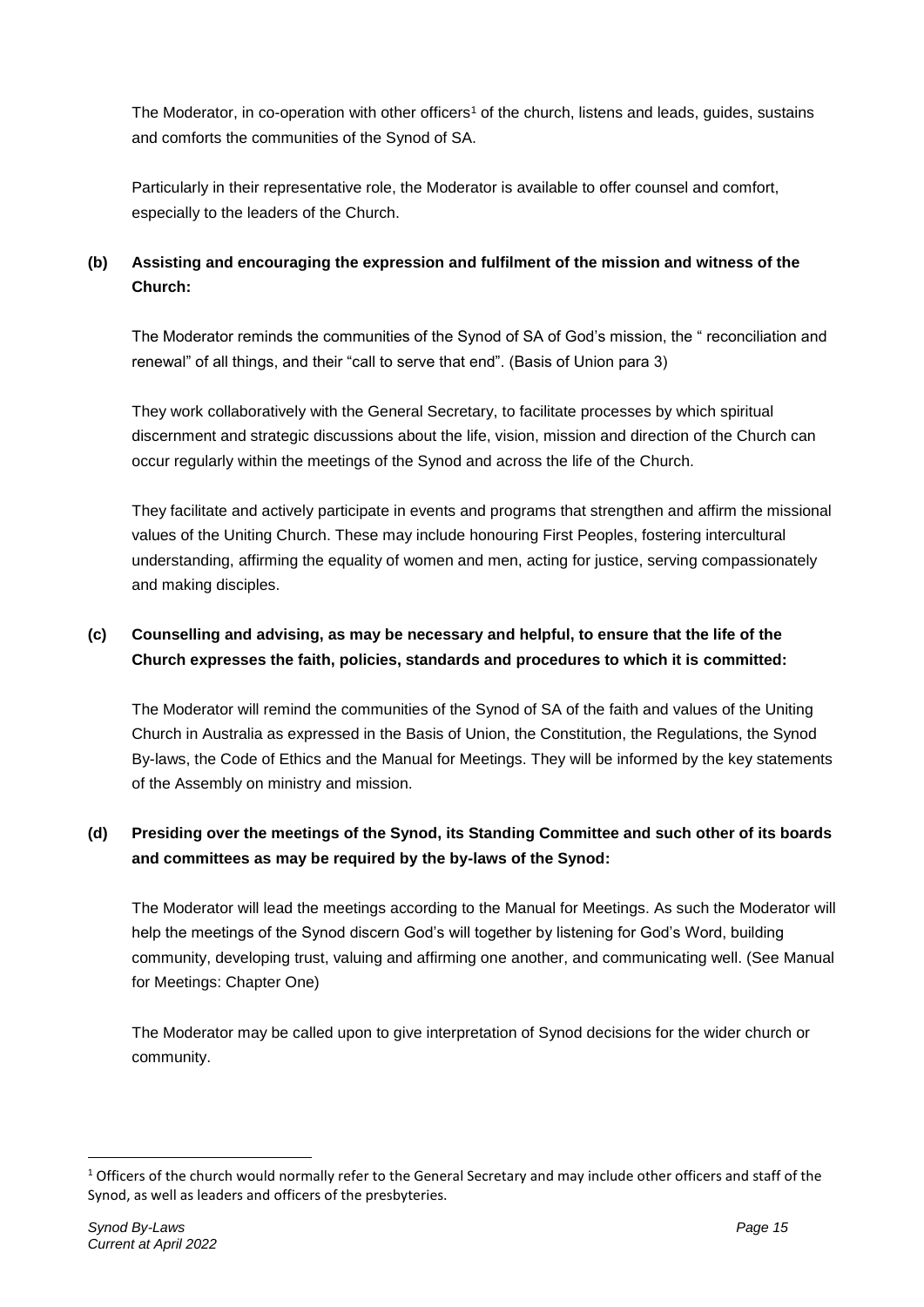The Moderator, in co-operation with other officers[1] of the church, listens and leads, guides, sustains and comforts the communities of the Synod of SA.

Particularly in their representative role, the Moderator is available to offer counsel and comfort, especially to the leaders of the Church.

**(b) Assisting and encouraging the expression and fulfilment of the mission and witness of the Church:**

The Moderator reminds the communities of the Synod of SA of God's mission, the " reconciliation and renewal" of all things, and their "call to serve that end". (Basis of Union para 3)

They work collaboratively with the General Secretary, to facilitate processes by which spiritual discernment and strategic discussions about the life, vision, mission and direction of the Church can occur regularly within the meetings of the Synod and across the life of the Church.

They facilitate and actively participate in events and programs that strengthen and affirm the missional values of the Uniting Church. These may include honouring First Peoples, fostering intercultural understanding, affirming the equality of women and men, acting for justice, serving compassionately and making disciples.

**(c) Counselling and advising, as may be necessary and helpful, to ensure that the life of the Church expresses the faith, policies, standards and procedures to which it is committed:**

The Moderator will remind the communities of the Synod of SA of the faith and values of the Uniting Church in Australia as expressed in the Basis of Union, the Constitution, the Regulations, the Synod By-laws, the Code of Ethics and the Manual for Meetings. They will be informed by the key statements of the Assembly on ministry and mission.

**(d) Presiding over the meetings of the Synod, its Standing Committee and such other of its boards and committees as may be required by the by-laws of the Synod:**

The Moderator will lead the meetings according to the Manual for Meetings. As such the Moderator will help the meetings of the Synod discern God's will together by listening for God's Word, building community, developing trust, valuing and affirming one another, and communicating well. (See Manual for Meetings: Chapter One)

The Moderator may be called upon to give interpretation of Synod decisions for the wider church or community.

---

[1] Officers of the church would normally refer to the General Secretary and may include other officers and staff of the Synod, as well as leaders and officers of the presbyteries.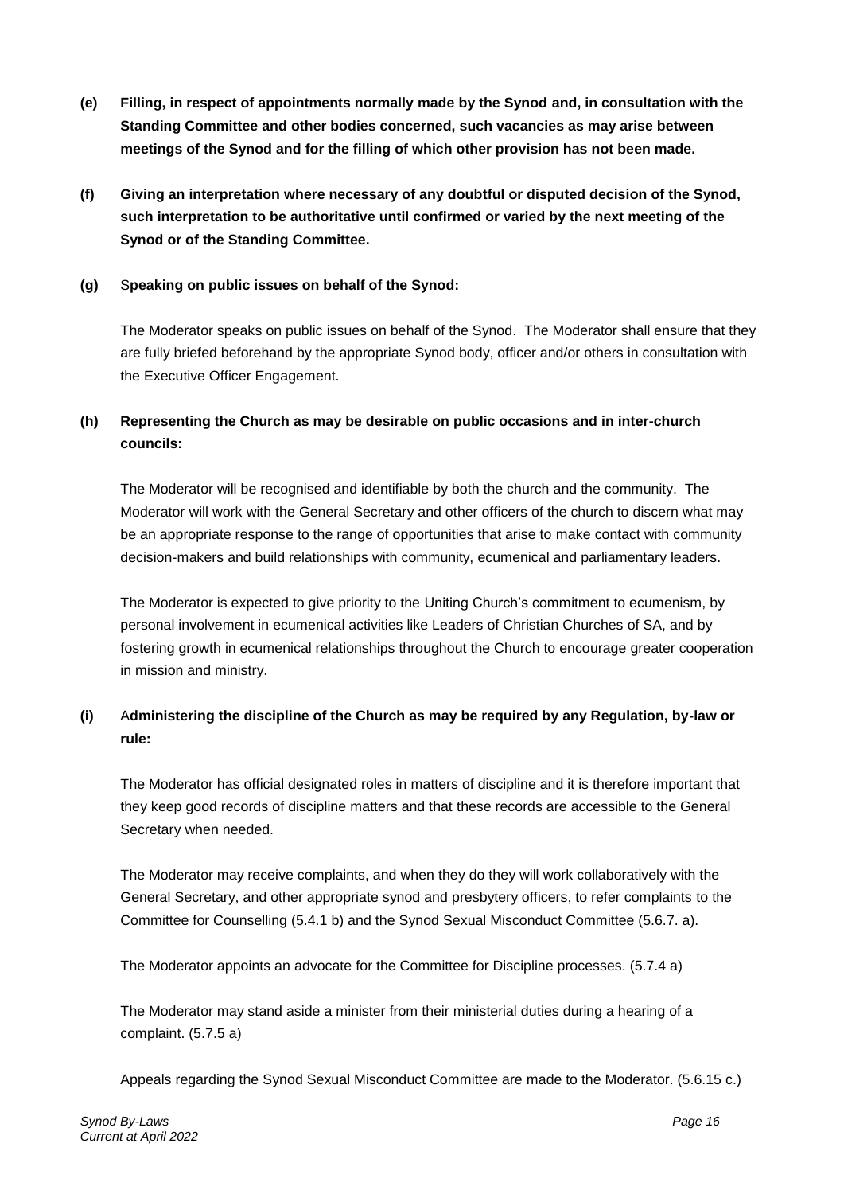**(e) Filling, in respect of appointments normally made by the Synod and, in consultation with the Standing Committee and other bodies concerned, such vacancies as may arise between meetings of the Synod and for the filling of which other provision has not been made.**

**(f) Giving an interpretation where necessary of any doubtful or disputed decision of the Synod, such interpretation to be authoritative until confirmed or varied by the next meeting of the Synod or of the Standing Committee.**

**(g) Speaking on public issues on behalf of the Synod:**

The Moderator speaks on public issues on behalf of the Synod. The Moderator shall ensure that they are fully briefed beforehand by the appropriate Synod body, officer and/or others in consultation with the Executive Officer Engagement.

**(h) Representing the Church as may be desirable on public occasions and in inter-church councils:**

The Moderator will be recognised and identifiable by both the church and the community. The Moderator will work with the General Secretary and other officers of the church to discern what may be an appropriate response to the range of opportunities that arise to make contact with community decision-makers and build relationships with community, ecumenical and parliamentary leaders.

The Moderator is expected to give priority to the Uniting Church's commitment to ecumenism, by personal involvement in ecumenical activities like Leaders of Christian Churches of SA, and by fostering growth in ecumenical relationships throughout the Church to encourage greater cooperation in mission and ministry.

**(i) Administering the discipline of the Church as may be required by any Regulation, by-law or rule:**

The Moderator has official designated roles in matters of discipline and it is therefore important that they keep good records of discipline matters and that these records are accessible to the General Secretary when needed.

The Moderator may receive complaints, and when they do they will work collaboratively with the General Secretary, and other appropriate synod and presbytery officers, to refer complaints to the Committee for Counselling (5.4.1 b) and the Synod Sexual Misconduct Committee (5.6.7. a).

The Moderator appoints an advocate for the Committee for Discipline processes. (5.7.4 a)

The Moderator may stand aside a minister from their ministerial duties during a hearing of a complaint. (5.7.5 a)

Appeals regarding the Synod Sexual Misconduct Committee are made to the Moderator. (5.6.15 c.)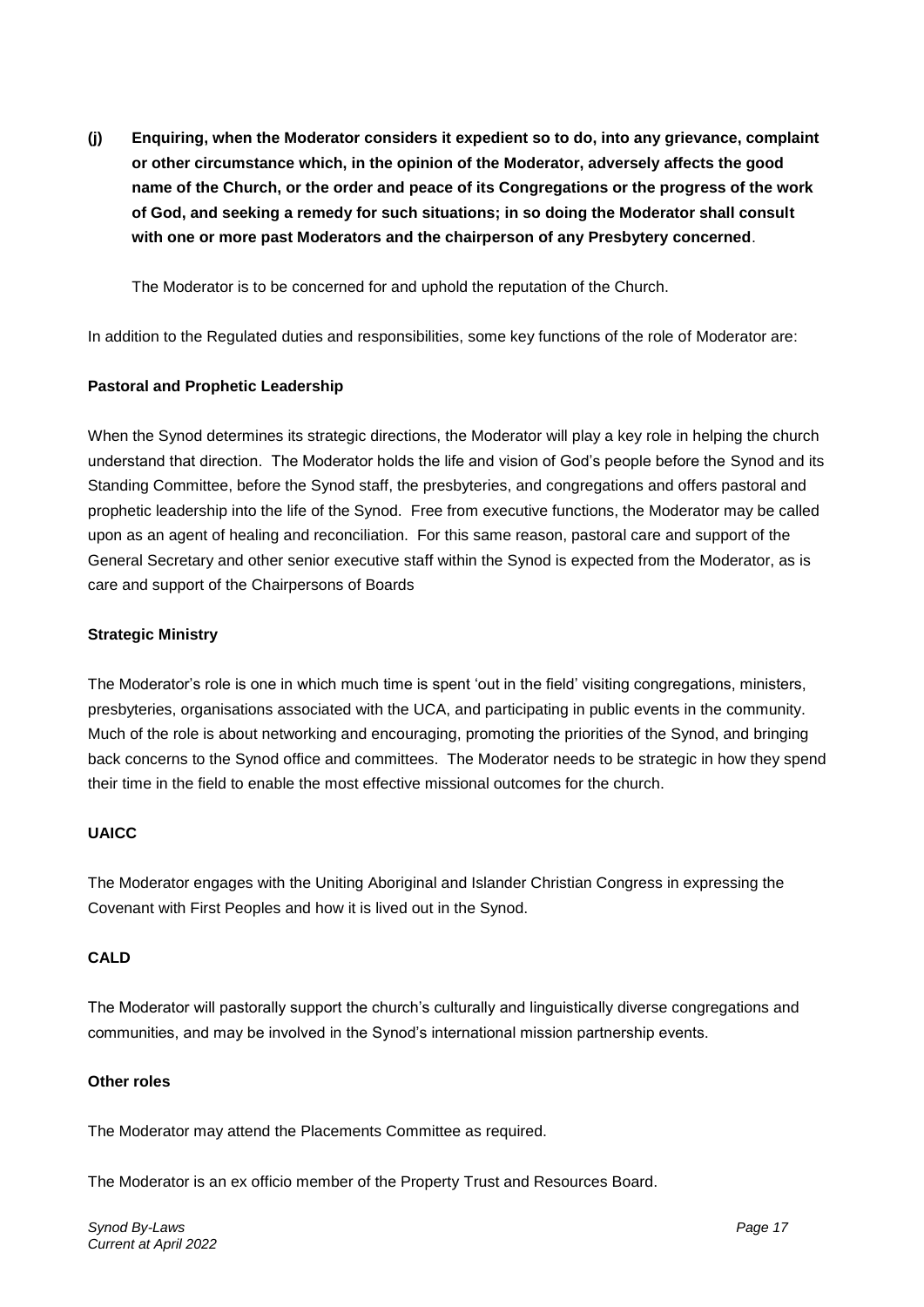**(j) Enquiring, when the Moderator considers it expedient so to do, into any grievance, complaint or other circumstance which, in the opinion of the Moderator, adversely affects the good name of the Church, or the order and peace of its Congregations or the progress of the work of God, and seeking a remedy for such situations; in so doing the Moderator shall consult with one or more past Moderators and the chairperson of any Presbytery concerned**.

The Moderator is to be concerned for and uphold the reputation of the Church.

In addition to the Regulated duties and responsibilities, some key functions of the role of Moderator are:

**Pastoral and Prophetic Leadership**

When the Synod determines its strategic directions, the Moderator will play a key role in helping the church understand that direction. The Moderator holds the life and vision of God's people before the Synod and its Standing Committee, before the Synod staff, the presbyteries, and congregations and offers pastoral and prophetic leadership into the life of the Synod. Free from executive functions, the Moderator may be called upon as an agent of healing and reconciliation. For this same reason, pastoral care and support of the General Secretary and other senior executive staff within the Synod is expected from the Moderator, as is care and support of the Chairpersons of Boards

**Strategic Ministry**

The Moderator's role is one in which much time is spent 'out in the field' visiting congregations, ministers, presbyteries, organisations associated with the UCA, and participating in public events in the community. Much of the role is about networking and encouraging, promoting the priorities of the Synod, and bringing back concerns to the Synod office and committees. The Moderator needs to be strategic in how they spend their time in the field to enable the most effective missional outcomes for the church.

**UAICC**

The Moderator engages with the Uniting Aboriginal and Islander Christian Congress in expressing the Covenant with First Peoples and how it is lived out in the Synod.

**CALD**

The Moderator will pastorally support the church's culturally and linguistically diverse congregations and communities, and may be involved in the Synod's international mission partnership events.

**Other roles**

The Moderator may attend the Placements Committee as required.

The Moderator is an ex officio member of the Property Trust and Resources Board.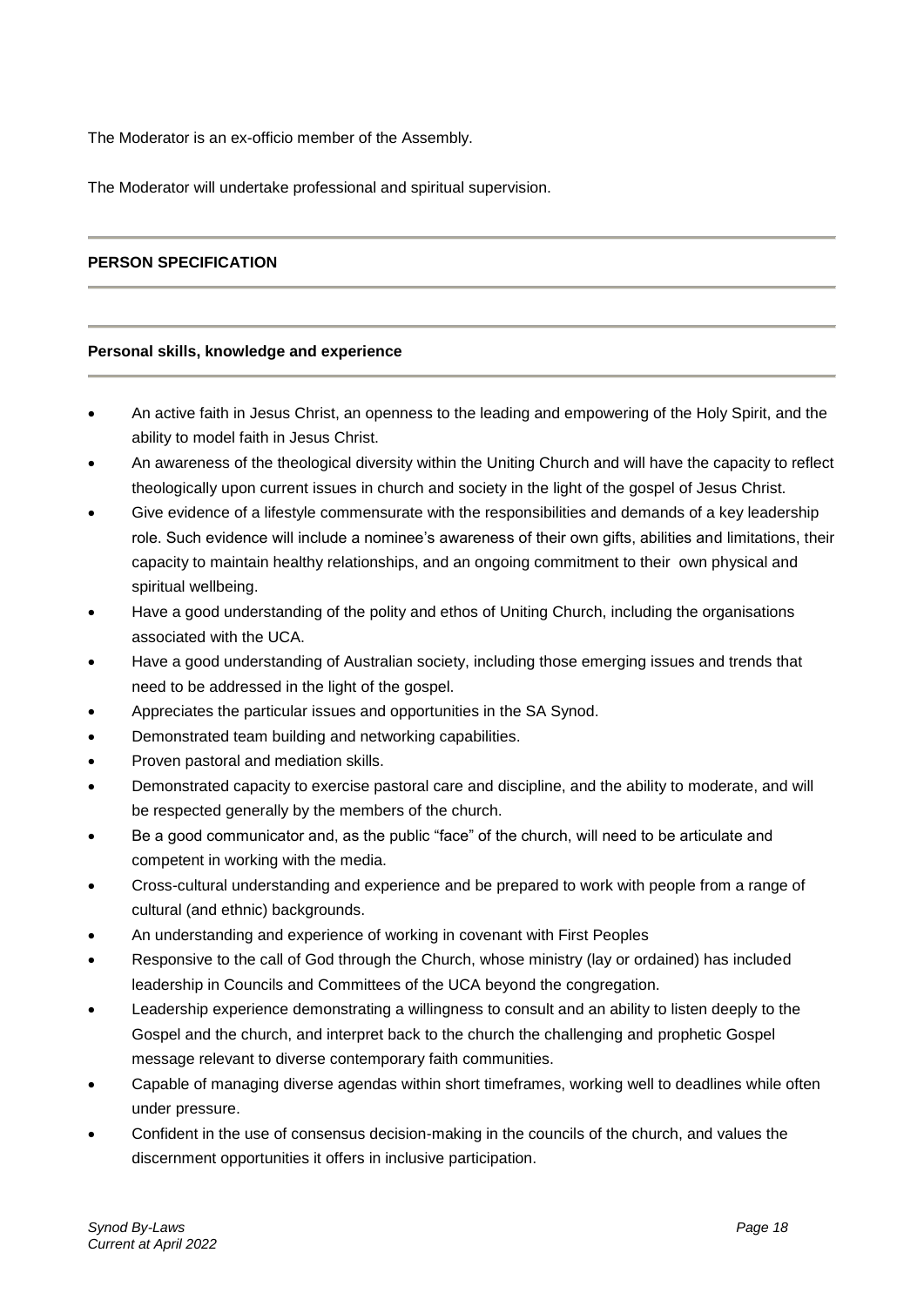The Moderator is an ex-officio member of the Assembly.

The Moderator will undertake professional and spiritual supervision.

**PERSON SPECIFICATION**

**Personal skills, knowledge and experience**

- An active faith in Jesus Christ, an openness to the leading and empowering of the Holy Spirit, and the ability to model faith in Jesus Christ.
- An awareness of the theological diversity within the Uniting Church and will have the capacity to reflect theologically upon current issues in church and society in the light of the gospel of Jesus Christ.
- Give evidence of a lifestyle commensurate with the responsibilities and demands of a key leadership role. Such evidence will include a nominee's awareness of their own gifts, abilities and limitations, their capacity to maintain healthy relationships, and an ongoing commitment to their own physical and spiritual wellbeing.
- Have a good understanding of the polity and ethos of Uniting Church, including the organisations associated with the UCA.
- Have a good understanding of Australian society, including those emerging issues and trends that need to be addressed in the light of the gospel.
- Appreciates the particular issues and opportunities in the SA Synod.
- Demonstrated team building and networking capabilities.
- Proven pastoral and mediation skills.
- Demonstrated capacity to exercise pastoral care and discipline, and the ability to moderate, and will be respected generally by the members of the church.
- Be a good communicator and, as the public "face" of the church, will need to be articulate and competent in working with the media.
- Cross-cultural understanding and experience and be prepared to work with people from a range of cultural (and ethnic) backgrounds.
- An understanding and experience of working in covenant with First Peoples
- Responsive to the call of God through the Church, whose ministry (lay or ordained) has included leadership in Councils and Committees of the UCA beyond the congregation.
- Leadership experience demonstrating a willingness to consult and an ability to listen deeply to the Gospel and the church, and interpret back to the church the challenging and prophetic Gospel message relevant to diverse contemporary faith communities.
- Capable of managing diverse agendas within short timeframes, working well to deadlines while often under pressure.
- Confident in the use of consensus decision-making in the councils of the church, and values the discernment opportunities it offers in inclusive participation.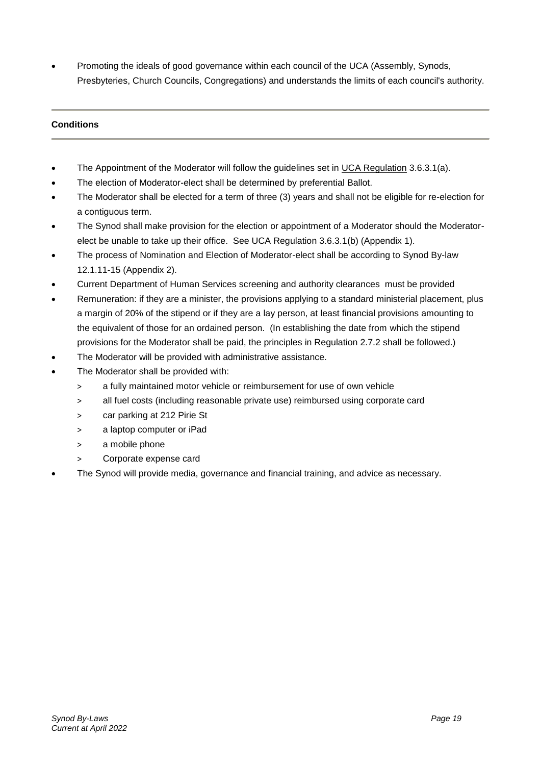- Promoting the ideals of good governance within each council of the UCA (Assembly, Synods, Presbyteries, Church Councils, Congregations) and understands the limits of each council's authority.

**Conditions**

- The Appointment of the Moderator will follow the guidelines set in UCA Regulation 3.6.3.1(a).
- The election of Moderator-elect shall be determined by preferential Ballot.
- The Moderator shall be elected for a term of three (3) years and shall not be eligible for re-election for a contiguous term.
- The Synod shall make provision for the election or appointment of a Moderator should the Moderator-elect be unable to take up their office. See UCA Regulation 3.6.3.1(b) (Appendix 1).
- The process of Nomination and Election of Moderator-elect shall be according to Synod By-law 12.1.11-15 (Appendix 2).
- Current Department of Human Services screening and authority clearances must be provided
- Remuneration: if they are a minister, the provisions applying to a standard ministerial placement, plus a margin of 20% of the stipend or if they are a lay person, at least financial provisions amounting to the equivalent of those for an ordained person. (In establishing the date from which the stipend provisions for the Moderator shall be paid, the principles in Regulation 2.7.2 shall be followed.)
- The Moderator will be provided with administrative assistance.
- The Moderator shall be provided with:
  - a fully maintained motor vehicle or reimbursement for use of own vehicle
  - all fuel costs (including reasonable private use) reimbursed using corporate card
  - car parking at 212 Pirie St
  - a laptop computer or iPad
  - a mobile phone
  - Corporate expense card
- The Synod will provide media, governance and financial training, and advice as necessary.